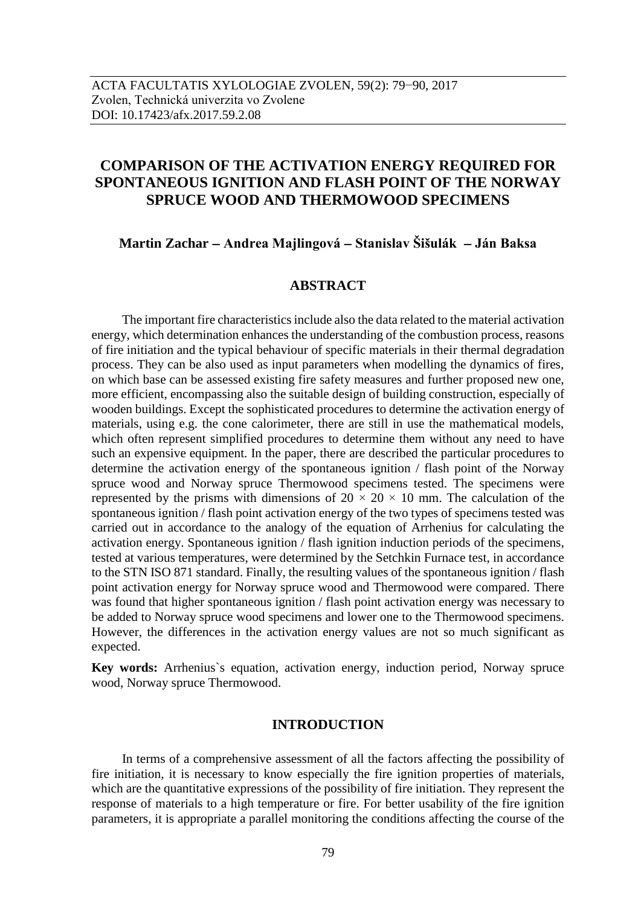ACTA FACULTATIS XYLOLOGIAE ZVOLEN, 59(2): 79−90, 2017
Zvolen, Technická univerzita vo Zvolene
DOI: 10.17423/afx.2017.59.2.08

# COMPARISON OF THE ACTIVATION ENERGY REQUIRED FOR SPONTANEOUS IGNITION AND FLASH POINT OF THE NORWAY SPRUCE WOOD AND THERMOWOOD SPECIMENS

**Martin Zachar – Andrea Majlingová – Stanislav Šišulák – Ján Baksa**

## ABSTRACT

The important fire characteristics include also the data related to the material activation energy, which determination enhances the understanding of the combustion process, reasons of fire initiation and the typical behaviour of specific materials in their thermal degradation process. They can be also used as input parameters when modelling the dynamics of fires, on which base can be assessed existing fire safety measures and further proposed new one, more efficient, encompassing also the suitable design of building construction, especially of wooden buildings. Except the sophisticated procedures to determine the activation energy of materials, using e.g. the cone calorimeter, there are still in use the mathematical models, which often represent simplified procedures to determine them without any need to have such an expensive equipment. In the paper, there are described the particular procedures to determine the activation energy of the spontaneous ignition / flash point of the Norway spruce wood and Norway spruce Thermowood specimens tested. The specimens were represented by the prisms with dimensions of $20 \times 20 \times 10$ mm. The calculation of the spontaneous ignition / flash point activation energy of the two types of specimens tested was carried out in accordance to the analogy of the equation of Arrhenius for calculating the activation energy. Spontaneous ignition / flash ignition induction periods of the specimens, tested at various temperatures, were determined by the Setchkin Furnace test, in accordance to the STN ISO 871 standard. Finally, the resulting values of the spontaneous ignition / flash point activation energy for Norway spruce wood and Thermowood were compared. There was found that higher spontaneous ignition / flash point activation energy was necessary to be added to Norway spruce wood specimens and lower one to the Thermowood specimens. However, the differences in the activation energy values are not so much significant as expected.

**Key words:** Arrhenius`s equation, activation energy, induction period, Norway spruce wood, Norway spruce Thermowood.

## INTRODUCTION

In terms of a comprehensive assessment of all the factors affecting the possibility of fire initiation, it is necessary to know especially the fire ignition properties of materials, which are the quantitative expressions of the possibility of fire initiation. They represent the response of materials to a high temperature or fire. For better usability of the fire ignition parameters, it is appropriate a parallel monitoring the conditions affecting the course of the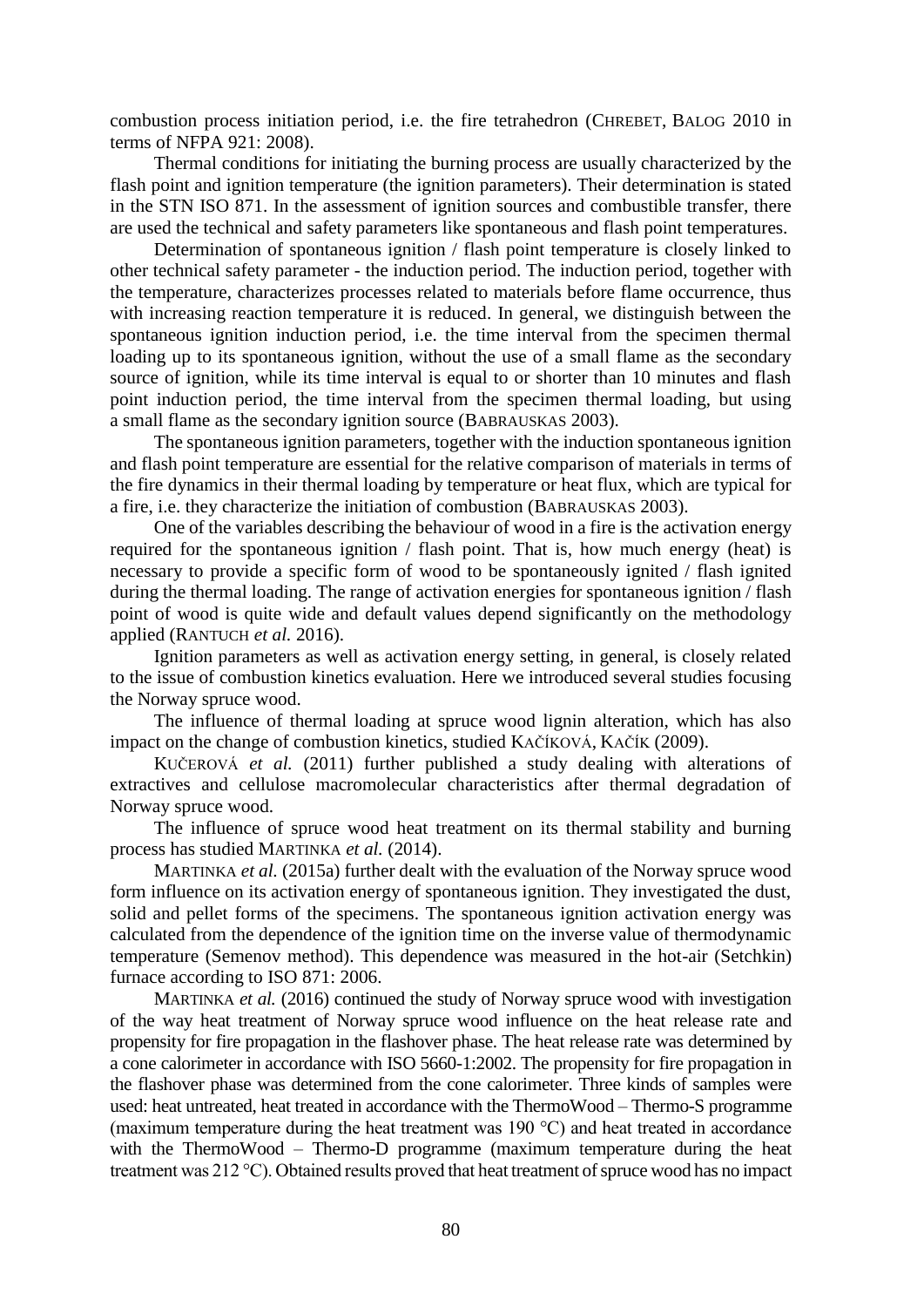combustion process initiation period, i.e. the fire tetrahedron (CHREBET, BALOG 2010 in terms of NFPA 921: 2008).

Thermal conditions for initiating the burning process are usually characterized by the flash point and ignition temperature (the ignition parameters). Their determination is stated in the STN ISO 871. In the assessment of ignition sources and combustible transfer, there are used the technical and safety parameters like spontaneous and flash point temperatures.

Determination of spontaneous ignition / flash point temperature is closely linked to other technical safety parameter - the induction period. The induction period, together with the temperature, characterizes processes related to materials before flame occurrence, thus with increasing reaction temperature it is reduced. In general, we distinguish between the spontaneous ignition induction period, i.e. the time interval from the specimen thermal loading up to its spontaneous ignition, without the use of a small flame as the secondary source of ignition, while its time interval is equal to or shorter than 10 minutes and flash point induction period, the time interval from the specimen thermal loading, but using a small flame as the secondary ignition source (BABRAUSKAS 2003).

The spontaneous ignition parameters, together with the induction spontaneous ignition and flash point temperature are essential for the relative comparison of materials in terms of the fire dynamics in their thermal loading by temperature or heat flux, which are typical for a fire, i.e. they characterize the initiation of combustion (BABRAUSKAS 2003).

One of the variables describing the behaviour of wood in a fire is the activation energy required for the spontaneous ignition / flash point. That is, how much energy (heat) is necessary to provide a specific form of wood to be spontaneously ignited / flash ignited during the thermal loading. The range of activation energies for spontaneous ignition / flash point of wood is quite wide and default values depend significantly on the methodology applied (RANTUCH *et al.* 2016).

Ignition parameters as well as activation energy setting, in general, is closely related to the issue of combustion kinetics evaluation. Here we introduced several studies focusing the Norway spruce wood.

The influence of thermal loading at spruce wood lignin alteration, which has also impact on the change of combustion kinetics, studied KAČÍKOVÁ, KAČÍK (2009).

KUČEROVÁ *et al.* (2011) further published a study dealing with alterations of extractives and cellulose macromolecular characteristics after thermal degradation of Norway spruce wood.

The influence of spruce wood heat treatment on its thermal stability and burning process has studied MARTINKA *et al.* (2014).

MARTINKA *et al.* (2015a) further dealt with the evaluation of the Norway spruce wood form influence on its activation energy of spontaneous ignition. They investigated the dust, solid and pellet forms of the specimens. The spontaneous ignition activation energy was calculated from the dependence of the ignition time on the inverse value of thermodynamic temperature (Semenov method). This dependence was measured in the hot-air (Setchkin) furnace according to ISO 871: 2006.

MARTINKA *et al.* (2016) continued the study of Norway spruce wood with investigation of the way heat treatment of Norway spruce wood influence on the heat release rate and propensity for fire propagation in the flashover phase. The heat release rate was determined by a cone calorimeter in accordance with ISO 5660-1:2002. The propensity for fire propagation in the flashover phase was determined from the cone calorimeter. Three kinds of samples were used: heat untreated, heat treated in accordance with the ThermoWood – Thermo-S programme (maximum temperature during the heat treatment was 190 °C) and heat treated in accordance with the ThermoWood – Thermo-D programme (maximum temperature during the heat treatment was 212 °C). Obtained results proved that heat treatment of spruce wood has no impact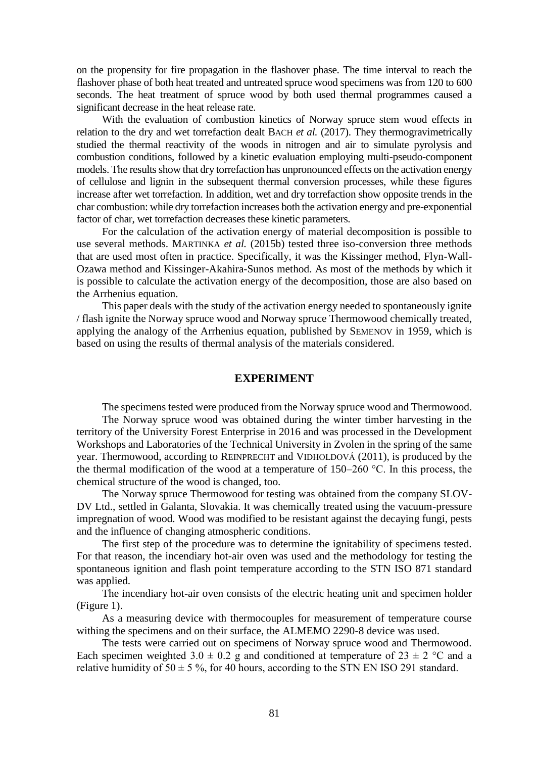on the propensity for fire propagation in the flashover phase. The time interval to reach the flashover phase of both heat treated and untreated spruce wood specimens was from 120 to 600 seconds. The heat treatment of spruce wood by both used thermal programmes caused a significant decrease in the heat release rate.

With the evaluation of combustion kinetics of Norway spruce stem wood effects in relation to the dry and wet torrefaction dealt BACH *et al.* (2017). They thermogravimetrically studied the thermal reactivity of the woods in nitrogen and air to simulate pyrolysis and combustion conditions, followed by a kinetic evaluation employing multi-pseudo-component models. The results show that dry torrefaction has unpronounced effects on the activation energy of cellulose and lignin in the subsequent thermal conversion processes, while these figures increase after wet torrefaction. In addition, wet and dry torrefaction show opposite trends in the char combustion: while dry torrefaction increases both the activation energy and pre-exponential factor of char, wet torrefaction decreases these kinetic parameters.

For the calculation of the activation energy of material decomposition is possible to use several methods. MARTINKA *et al.* (2015b) tested three iso-conversion three methods that are used most often in practice. Specifically, it was the Kissinger method, Flyn-Wall-Ozawa method and Kissinger-Akahira-Sunos method. As most of the methods by which it is possible to calculate the activation energy of the decomposition, those are also based on the Arrhenius equation.

This paper deals with the study of the activation energy needed to spontaneously ignite / flash ignite the Norway spruce wood and Norway spruce Thermowood chemically treated, applying the analogy of the Arrhenius equation, published by SEMENOV in 1959, which is based on using the results of thermal analysis of the materials considered.

## EXPERIMENT

The specimens tested were produced from the Norway spruce wood and Thermowood.

The Norway spruce wood was obtained during the winter timber harvesting in the territory of the University Forest Enterprise in 2016 and was processed in the Development Workshops and Laboratories of the Technical University in Zvolen in the spring of the same year. Thermowood, according to REINPRECHT and VIDHOLDOVÁ (2011), is produced by the the thermal modification of the wood at a temperature of 150–260 °C. In this process, the chemical structure of the wood is changed, too.

The Norway spruce Thermowood for testing was obtained from the company SLOV-DV Ltd., settled in Galanta, Slovakia. It was chemically treated using the vacuum-pressure impregnation of wood. Wood was modified to be resistant against the decaying fungi, pests and the influence of changing atmospheric conditions.

The first step of the procedure was to determine the ignitability of specimens tested. For that reason, the incendiary hot-air oven was used and the methodology for testing the spontaneous ignition and flash point temperature according to the STN ISO 871 standard was applied.

The incendiary hot-air oven consists of the electric heating unit and specimen holder (Figure 1).

As a measuring device with thermocouples for measurement of temperature course withing the specimens and on their surface, the ALMEMO 2290-8 device was used.

The tests were carried out on specimens of Norway spruce wood and Thermowood. Each specimen weighted $3.0 \pm 0.2$ g and conditioned at temperature of $23 \pm 2$ °C and a relative humidity of $50 \pm 5$ %, for 40 hours, according to the STN EN ISO 291 standard.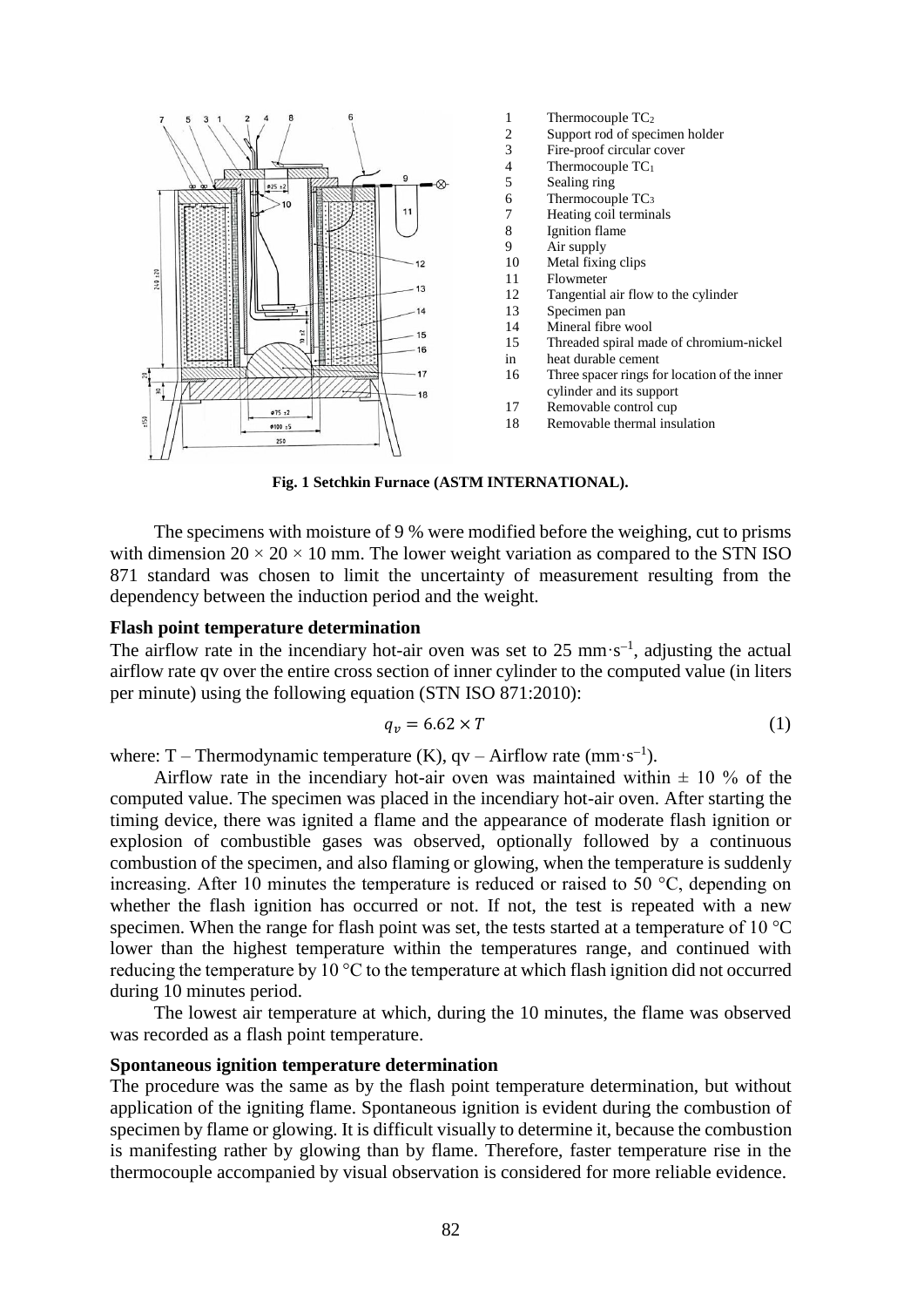1 Thermocouple $TC_2$
2 Support rod of specimen holder
3 Fire-proof circular cover
4 Thermocouple $TC_1$
5 Sealing ring
6 Thermocouple $TC_3$
7 Heating coil terminals
8 Ignition flame
9 Air supply
10 Metal fixing clips
11 Flowmeter
12 Tangential air flow to the cylinder
13 Specimen pan
14 Mineral fibre wool
15 Threaded spiral made of chromium-nickel in heat durable cement
16 Three spacer rings for location of the inner cylinder and its support
17 Removable control cup
18 Removable thermal insulation

**Fig. 1 Setchkin Furnace (ASTM INTERNATIONAL).**

The specimens with moisture of 9 % were modified before the weighing, cut to prisms with dimension 20 × 20 × 10 mm. The lower weight variation as compared to the STN ISO 871 standard was chosen to limit the uncertainty of measurement resulting from the dependency between the induction period and the weight.

### Flash point temperature determination

The airflow rate in the incendiary hot-air oven was set to 25 $mm \cdot s^{-1}$, adjusting the actual airflow rate qv over the entire cross section of inner cylinder to the computed value (in liters per minute) using the following equation (STN ISO 871:2010):

$$q_v = 6.62 \times T \tag{1}$$

where: T – Thermodynamic temperature (K), qv – Airflow rate ($mm \cdot s^{-1}$).

Airflow rate in the incendiary hot-air oven was maintained within ± 10 % of the computed value. The specimen was placed in the incendiary hot-air oven. After starting the timing device, there was ignited a flame and the appearance of moderate flash ignition or explosion of combustible gases was observed, optionally followed by a continuous combustion of the specimen, and also flaming or glowing, when the temperature is suddenly increasing. After 10 minutes the temperature is reduced or raised to 50 °C, depending on whether the flash ignition has occurred or not. If not, the test is repeated with a new specimen. When the range for flash point was set, the tests started at a temperature of 10 °C lower than the highest temperature within the temperatures range, and continued with reducing the temperature by 10 °C to the temperature at which flash ignition did not occurred during 10 minutes period.

The lowest air temperature at which, during the 10 minutes, the flame was observed was recorded as a flash point temperature.

### Spontaneous ignition temperature determination

The procedure was the same as by the flash point temperature determination, but without application of the igniting flame. Spontaneous ignition is evident during the combustion of specimen by flame or glowing. It is difficult visually to determine it, because the combustion is manifesting rather by glowing than by flame. Therefore, faster temperature rise in the thermocouple accompanied by visual observation is considered for more reliable evidence.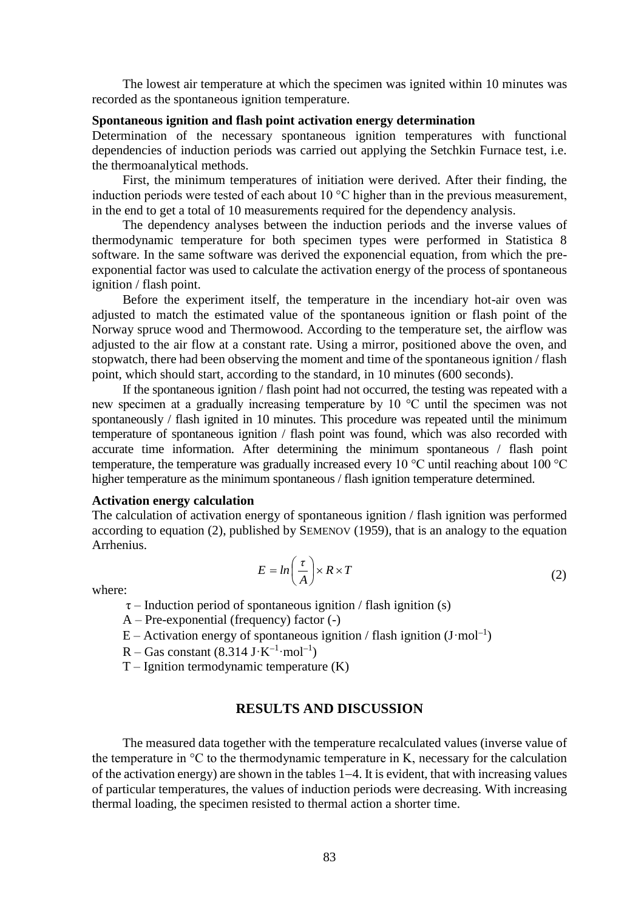The lowest air temperature at which the specimen was ignited within 10 minutes was recorded as the spontaneous ignition temperature.

**Spontaneous ignition and flash point activation energy determination**

Determination of the necessary spontaneous ignition temperatures with functional dependencies of induction periods was carried out applying the Setchkin Furnace test, i.e. the thermoanalytical methods.

First, the minimum temperatures of initiation were derived. After their finding, the induction periods were tested of each about 10 °C higher than in the previous measurement, in the end to get a total of 10 measurements required for the dependency analysis.

The dependency analyses between the induction periods and the inverse values of thermodynamic temperature for both specimen types were performed in Statistica 8 software. In the same software was derived the exponencial equation, from which the pre-exponential factor was used to calculate the activation energy of the process of spontaneous ignition / flash point.

Before the experiment itself, the temperature in the incendiary hot-air oven was adjusted to match the estimated value of the spontaneous ignition or flash point of the Norway spruce wood and Thermowood. According to the temperature set, the airflow was adjusted to the air flow at a constant rate. Using a mirror, positioned above the oven, and stopwatch, there had been observing the moment and time of the spontaneous ignition / flash point, which should start, according to the standard, in 10 minutes (600 seconds).

If the spontaneous ignition / flash point had not occurred, the testing was repeated with a new specimen at a gradually increasing temperature by 10 °C until the specimen was not spontaneously / flash ignited in 10 minutes. This procedure was repeated until the minimum temperature of spontaneous ignition / flash point was found, which was also recorded with accurate time information. After determining the minimum spontaneous / flash point temperature, the temperature was gradually increased every 10 °C until reaching about 100 °C higher temperature as the minimum spontaneous / flash ignition temperature determined.

**Activation energy calculation**

The calculation of activation energy of spontaneous ignition / flash ignition was performed according to equation (2), published by Semenov (1959), that is an analogy to the equation Arrhenius.

$$E = ln\left(\frac{\tau}{A}\right) \times R \times T \tag{2}$$

where:

$\tau$ – Induction period of spontaneous ignition / flash ignition (s)

A – Pre-exponential (frequency) factor (-)

E – Activation energy of spontaneous ignition / flash ignition ($J \cdot mol^{-1}$)

R – Gas constant ($8.314\ J \cdot K^{-1} \cdot mol^{-1}$)

T – Ignition termodynamic temperature (K)

## RESULTS AND DISCUSSION

The measured data together with the temperature recalculated values (inverse value of the temperature in °C to the thermodynamic temperature in K, necessary for the calculation of the activation energy) are shown in the tables 1–4. It is evident, that with increasing values of particular temperatures, the values of induction periods were decreasing. With increasing thermal loading, the specimen resisted to thermal action a shorter time.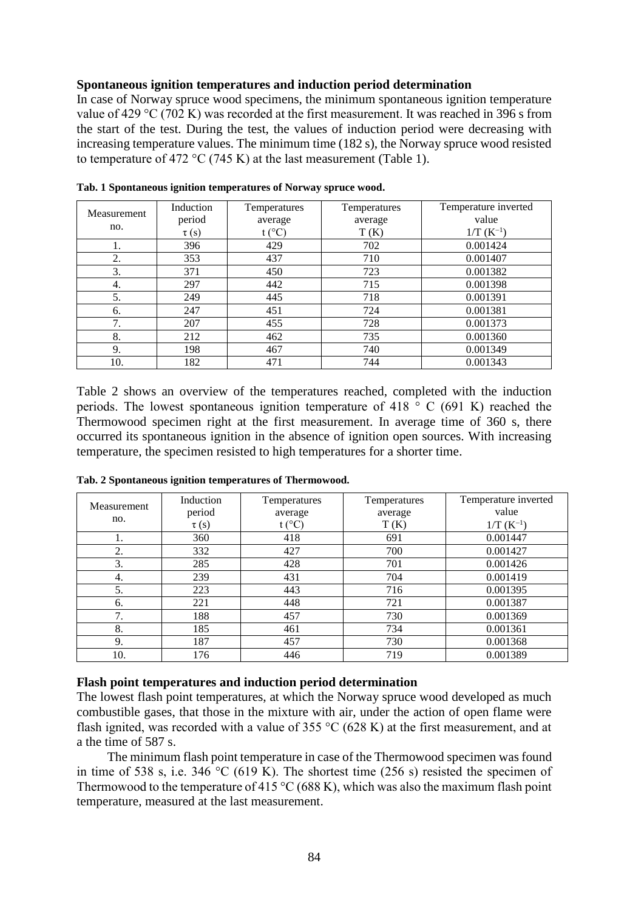### Spontaneous ignition temperatures and induction period determination

In case of Norway spruce wood specimens, the minimum spontaneous ignition temperature value of 429 °C (702 K) was recorded at the first measurement. It was reached in 396 s from the start of the test. During the test, the values of induction period were decreasing with increasing temperature values. The minimum time (182 s), the Norway spruce wood resisted to temperature of 472 °C (745 K) at the last measurement (Table 1).

**Tab. 1 Spontaneous ignition temperatures of Norway spruce wood.**

| Measurement no. | Induction period $\tau$ (s) | Temperatures average t (°C) | Temperatures average T (K) | Temperature inverted value 1/T ($K^{-1}$) |
|---|---|---|---|---|
| 1. | 396 | 429 | 702 | 0.001424 |
| 2. | 353 | 437 | 710 | 0.001407 |
| 3. | 371 | 450 | 723 | 0.001382 |
| 4. | 297 | 442 | 715 | 0.001398 |
| 5. | 249 | 445 | 718 | 0.001391 |
| 6. | 247 | 451 | 724 | 0.001381 |
| 7. | 207 | 455 | 728 | 0.001373 |
| 8. | 212 | 462 | 735 | 0.001360 |
| 9. | 198 | 467 | 740 | 0.001349 |
| 10. | 182 | 471 | 744 | 0.001343 |

Table 2 shows an overview of the temperatures reached, completed with the induction periods. The lowest spontaneous ignition temperature of 418 ° C (691 K) reached the Thermowood specimen right at the first measurement. In average time of 360 s, there occurred its spontaneous ignition in the absence of ignition open sources. With increasing temperature, the specimen resisted to high temperatures for a shorter time.

**Tab. 2 Spontaneous ignition temperatures of Thermowood.**

| Measurement no. | Induction period $\tau$ (s) | Temperatures average t (°C) | Temperatures average T (K) | Temperature inverted value 1/T ($K^{-1}$) |
|---|---|---|---|---|
| 1. | 360 | 418 | 691 | 0.001447 |
| 2. | 332 | 427 | 700 | 0.001427 |
| 3. | 285 | 428 | 701 | 0.001426 |
| 4. | 239 | 431 | 704 | 0.001419 |
| 5. | 223 | 443 | 716 | 0.001395 |
| 6. | 221 | 448 | 721 | 0.001387 |
| 7. | 188 | 457 | 730 | 0.001369 |
| 8. | 185 | 461 | 734 | 0.001361 |
| 9. | 187 | 457 | 730 | 0.001368 |
| 10. | 176 | 446 | 719 | 0.001389 |

### Flash point temperatures and induction period determination

The lowest flash point temperatures, at which the Norway spruce wood developed as much combustible gases, that those in the mixture with air, under the action of open flame were flash ignited, was recorded with a value of 355 °C (628 K) at the first measurement, and at a the time of 587 s.

The minimum flash point temperature in case of the Thermowood specimen was found in time of 538 s, i.e. 346 °C (619 K). The shortest time (256 s) resisted the specimen of Thermowood to the temperature of 415 °C (688 K), which was also the maximum flash point temperature, measured at the last measurement.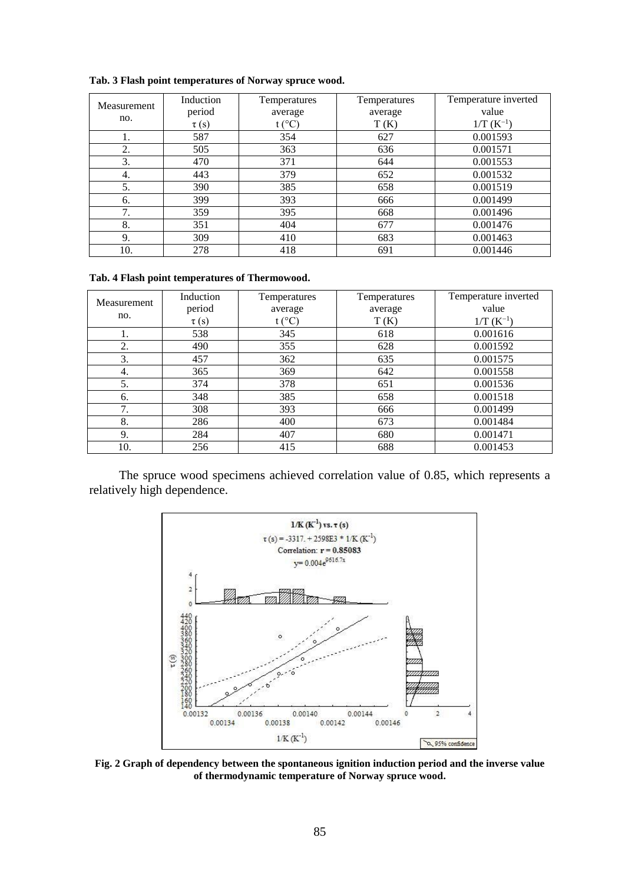**Tab. 3 Flash point temperatures of Norway spruce wood.**

| Measurement no. | Induction period $\tau$ (s) | Temperatures average t (°C) | Temperatures average T (K) | Temperature inverted value 1/T ($K^{-1}$) |
|---|---|---|---|---|
| 1. | 587 | 354 | 627 | 0.001593 |
| 2. | 505 | 363 | 636 | 0.001571 |
| 3. | 470 | 371 | 644 | 0.001553 |
| 4. | 443 | 379 | 652 | 0.001532 |
| 5. | 390 | 385 | 658 | 0.001519 |
| 6. | 399 | 393 | 666 | 0.001499 |
| 7. | 359 | 395 | 668 | 0.001496 |
| 8. | 351 | 404 | 677 | 0.001476 |
| 9. | 309 | 410 | 683 | 0.001463 |
| 10. | 278 | 418 | 691 | 0.001446 |

**Tab. 4 Flash point temperatures of Thermowood.**

| Measurement no. | Induction period $\tau$ (s) | Temperatures average t (°C) | Temperatures average T (K) | Temperature inverted value 1/T ($K^{-1}$) |
|---|---|---|---|---|
| 1. | 538 | 345 | 618 | 0.001616 |
| 2. | 490 | 355 | 628 | 0.001592 |
| 3. | 457 | 362 | 635 | 0.001575 |
| 4. | 365 | 369 | 642 | 0.001558 |
| 5. | 374 | 378 | 651 | 0.001536 |
| 6. | 348 | 385 | 658 | 0.001518 |
| 7. | 308 | 393 | 666 | 0.001499 |
| 8. | 286 | 400 | 673 | 0.001484 |
| 9. | 284 | 407 | 680 | 0.001471 |
| 10. | 256 | 415 | 688 | 0.001453 |

The spruce wood specimens achieved correlation value of 0.85, which represents a relatively high dependence.

**Fig. 2 Graph of dependency between the spontaneous ignition induction period and the inverse value of thermodynamic temperature of Norway spruce wood.**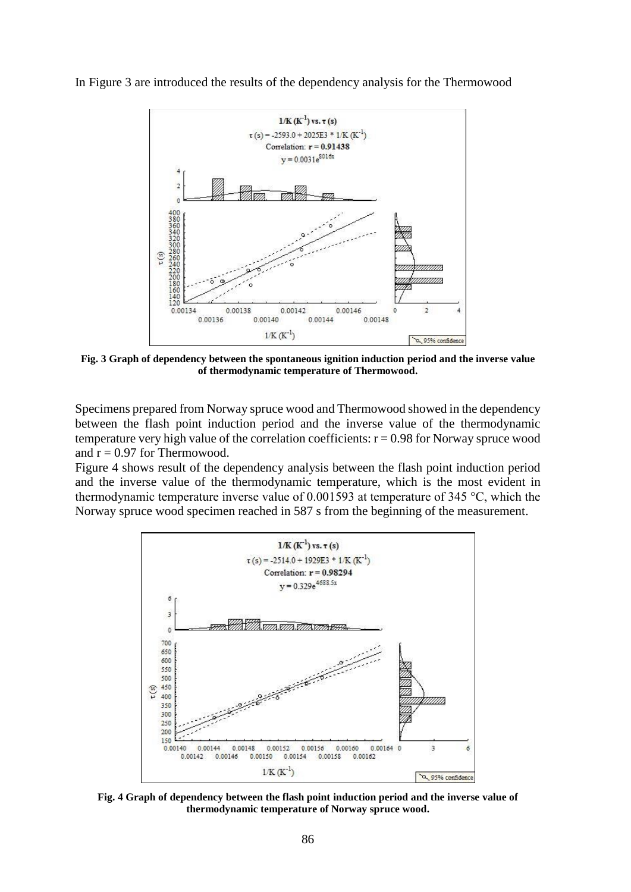In Figure 3 are introduced the results of the dependency analysis for the Thermowood

**Fig. 3 Graph of dependency between the spontaneous ignition induction period and the inverse value of thermodynamic temperature of Thermowood.**

Specimens prepared from Norway spruce wood and Thermowood showed in the dependency between the flash point induction period and the inverse value of the thermodynamic temperature very high value of the correlation coefficients: $r = 0.98$ for Norway spruce wood and $r = 0.97$ for Thermowood.

Figure 4 shows result of the dependency analysis between the flash point induction period and the inverse value of the thermodynamic temperature, which is the most evident in thermodynamic temperature inverse value of 0.001593 at temperature of 345 °C, which the Norway spruce wood specimen reached in 587 s from the beginning of the measurement.

**Fig. 4 Graph of dependency between the flash point induction period and the inverse value of thermodynamic temperature of Norway spruce wood.**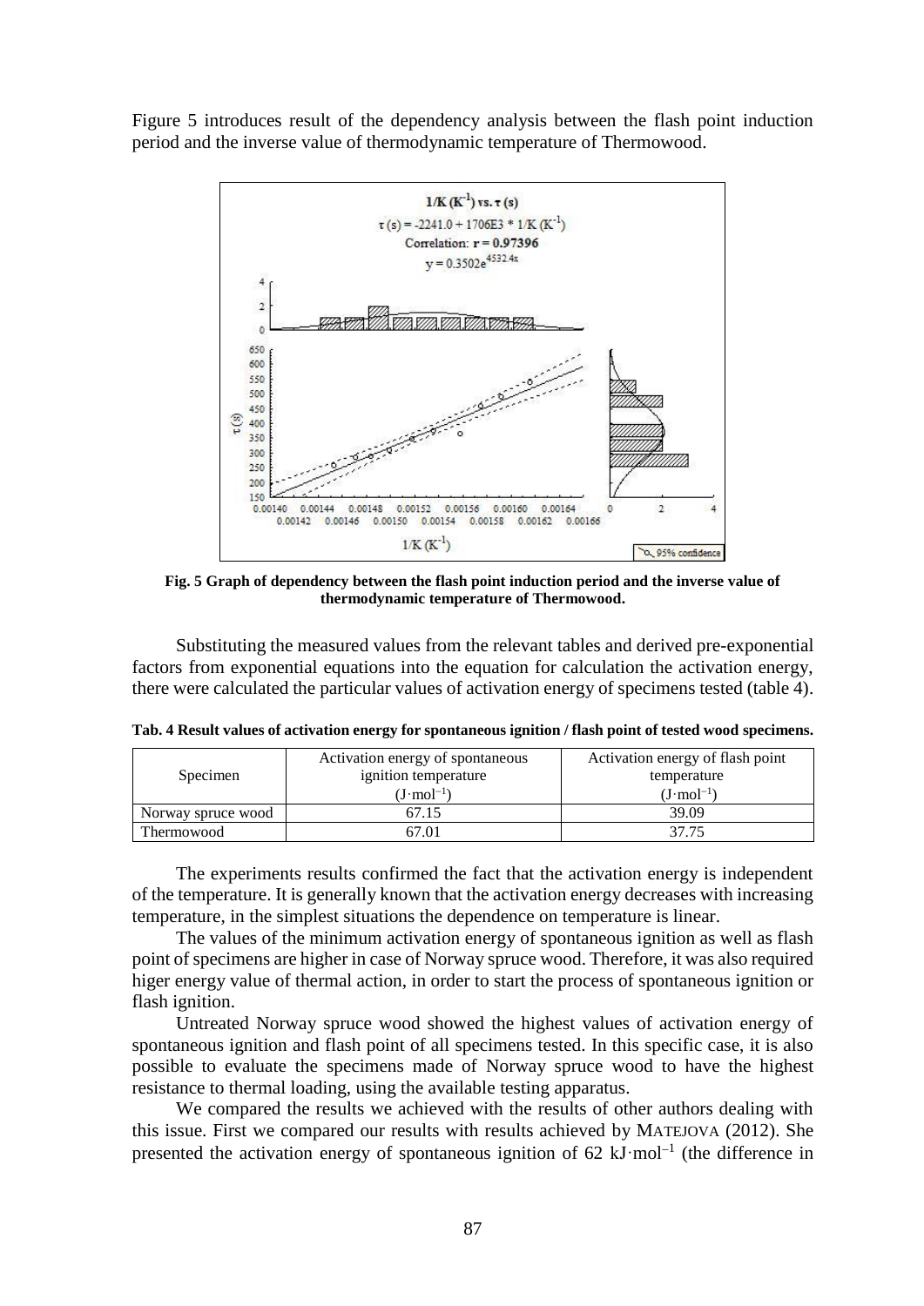Figure 5 introduces result of the dependency analysis between the flash point induction period and the inverse value of thermodynamic temperature of Thermowood.

**Fig. 5 Graph of dependency between the flash point induction period and the inverse value of thermodynamic temperature of Thermowood.**

Substituting the measured values from the relevant tables and derived pre-exponential factors from exponential equations into the equation for calculation the activation energy, there were calculated the particular values of activation energy of specimens tested (table 4).

**Tab. 4 Result values of activation energy for spontaneous ignition / flash point of tested wood specimens.**

| Specimen | Activation energy of spontaneous ignition temperature ($J \cdot mol^{-1}$) | Activation energy of flash point temperature ($J \cdot mol^{-1}$) |
|---|---|---|
| Norway spruce wood | 67.15 | 39.09 |
| Thermowood | 67.01 | 37.75 |

The experiments results confirmed the fact that the activation energy is independent of the temperature. It is generally known that the activation energy decreases with increasing temperature, in the simplest situations the dependence on temperature is linear.

The values of the minimum activation energy of spontaneous ignition as well as flash point of specimens are higher in case of Norway spruce wood. Therefore, it was also required higer energy value of thermal action, in order to start the process of spontaneous ignition or flash ignition.

Untreated Norway spruce wood showed the highest values of activation energy of spontaneous ignition and flash point of all specimens tested. In this specific case, it is also possible to evaluate the specimens made of Norway spruce wood to have the highest resistance to thermal loading, using the available testing apparatus.

We compared the results we achieved with the results of other authors dealing with this issue. First we compared our results with results achieved by MATEJOVA (2012). She presented the activation energy of spontaneous ignition of 62 $kJ \cdot mol^{-1}$ (the difference in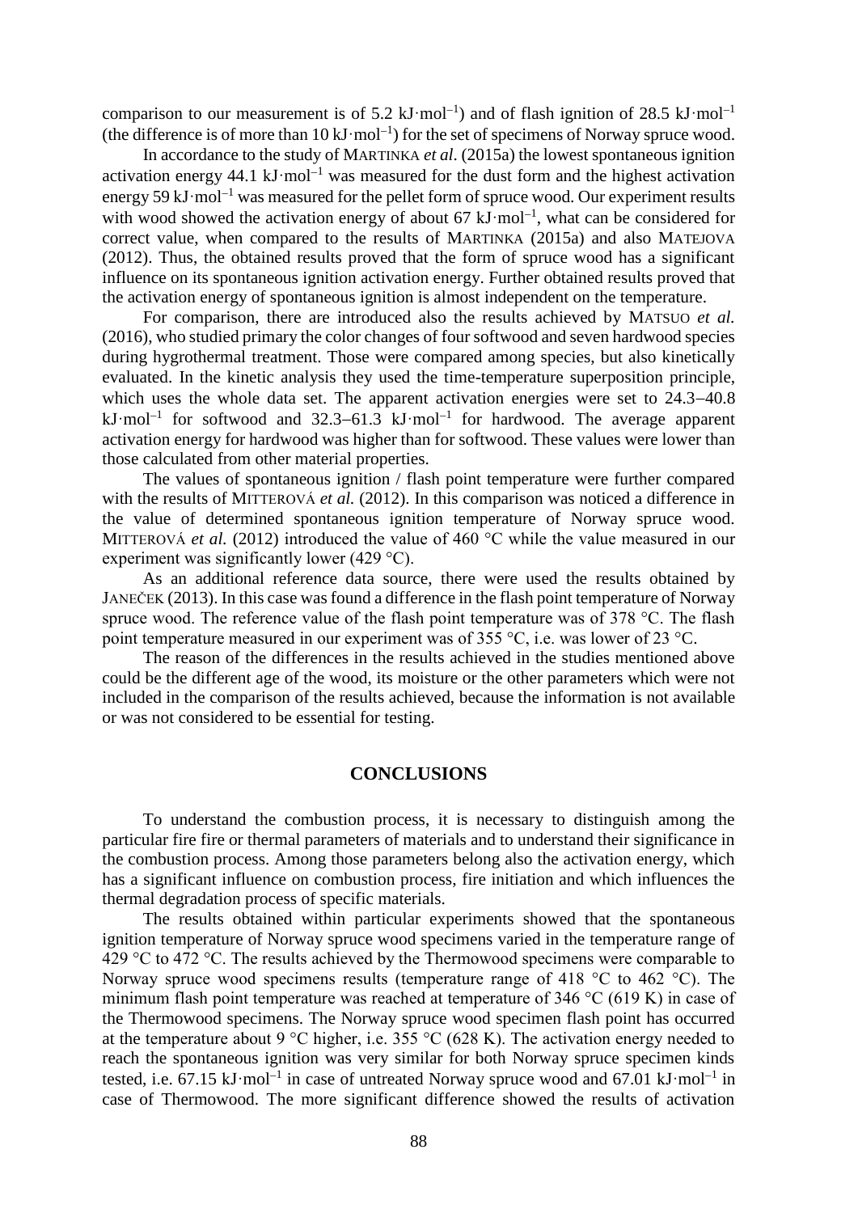comparison to our measurement is of 5.2 kJ·mol$^{-1}$) and of flash ignition of 28.5 kJ·mol$^{-1}$ (the difference is of more than 10 kJ·mol$^{-1}$) for the set of specimens of Norway spruce wood.

In accordance to the study of MARTINKA *et al.* (2015a) the lowest spontaneous ignition activation energy 44.1 kJ·mol$^{-1}$ was measured for the dust form and the highest activation energy 59 kJ·mol$^{-1}$ was measured for the pellet form of spruce wood. Our experiment results with wood showed the activation energy of about 67 kJ·mol$^{-1}$, what can be considered for correct value, when compared to the results of MARTINKA (2015a) and also MATEJOVA (2012). Thus, the obtained results proved that the form of spruce wood has a significant influence on its spontaneous ignition activation energy. Further obtained results proved that the activation energy of spontaneous ignition is almost independent on the temperature.

For comparison, there are introduced also the results achieved by MATSUO *et al.* (2016), who studied primary the color changes of four softwood and seven hardwood species during hygrothermal treatment. Those were compared among species, but also kinetically evaluated. In the kinetic analysis they used the time-temperature superposition principle, which uses the whole data set. The apparent activation energies were set to 24.3–40.8 kJ·mol$^{-1}$ for softwood and 32.3–61.3 kJ·mol$^{-1}$ for hardwood. The average apparent activation energy for hardwood was higher than for softwood. These values were lower than those calculated from other material properties.

The values of spontaneous ignition / flash point temperature were further compared with the results of MITTEROVÁ *et al.* (2012). In this comparison was noticed a difference in the value of determined spontaneous ignition temperature of Norway spruce wood. MITTEROVÁ *et al.* (2012) introduced the value of 460 °C while the value measured in our experiment was significantly lower (429 °C).

As an additional reference data source, there were used the results obtained by JANEČEK (2013). In this case was found a difference in the flash point temperature of Norway spruce wood. The reference value of the flash point temperature was of 378 °C. The flash point temperature measured in our experiment was of 355 °C, i.e. was lower of 23 °C.

The reason of the differences in the results achieved in the studies mentioned above could be the different age of the wood, its moisture or the other parameters which were not included in the comparison of the results achieved, because the information is not available or was not considered to be essential for testing.

## CONCLUSIONS

To understand the combustion process, it is necessary to distinguish among the particular fire fire or thermal parameters of materials and to understand their significance in the combustion process. Among those parameters belong also the activation energy, which has a significant influence on combustion process, fire initiation and which influences the thermal degradation process of specific materials.

The results obtained within particular experiments showed that the spontaneous ignition temperature of Norway spruce wood specimens varied in the temperature range of 429 °C to 472 °C. The results achieved by the Thermowood specimens were comparable to Norway spruce wood specimens results (temperature range of 418 °C to 462 °C). The minimum flash point temperature was reached at temperature of 346 °C (619 K) in case of the Thermowood specimens. The Norway spruce wood specimen flash point has occurred at the temperature about 9 °C higher, i.e. 355 °C (628 K). The activation energy needed to reach the spontaneous ignition was very similar for both Norway spruce specimen kinds tested, i.e. 67.15 kJ·mol$^{-1}$ in case of untreated Norway spruce wood and 67.01 kJ·mol$^{-1}$ in case of Thermowood. The more significant difference showed the results of activation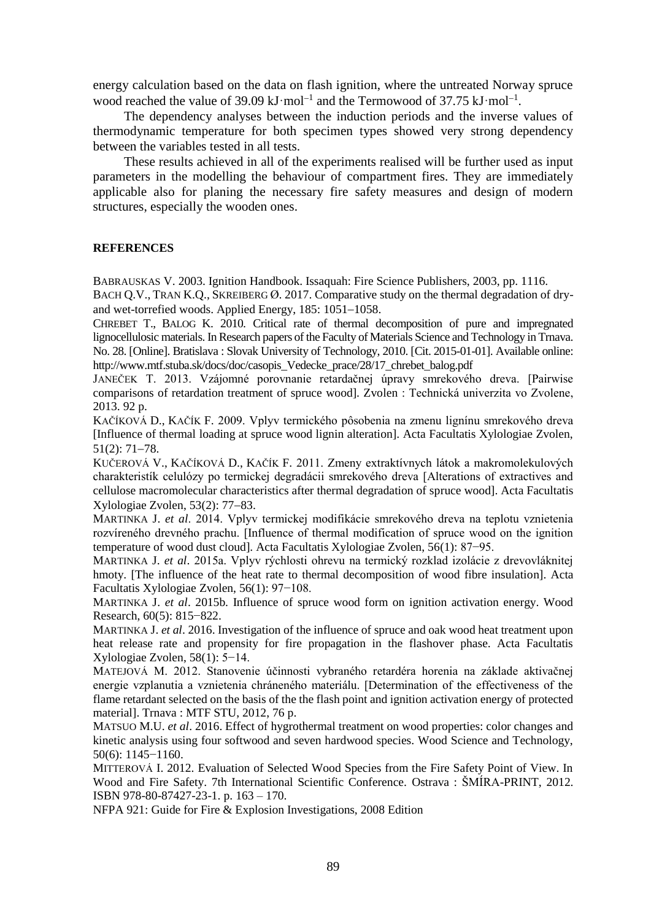energy calculation based on the data on flash ignition, where the untreated Norway spruce wood reached the value of 39.09 $kJ \cdot mol^{-1}$ and the Termowood of 37.75 $kJ \cdot mol^{-1}$.

The dependency analyses between the induction periods and the inverse values of thermodynamic temperature for both specimen types showed very strong dependency between the variables tested in all tests.

These results achieved in all of the experiments realised will be further used as input parameters in the modelling the behaviour of compartment fires. They are immediately applicable also for planing the necessary fire safety measures and design of modern structures, especially the wooden ones.

## REFERENCES

BABRAUSKAS V. 2003. Ignition Handbook. Issaquah: Fire Science Publishers, 2003, pp. 1116.

BACH Q.V., TRAN K.Q., SKREIBERG Ø. 2017. Comparative study on the thermal degradation of dry- and wet-torrefied woods. Applied Energy, 185: 1051–1058.

CHREBET T., BALOG K. 2010. Critical rate of thermal decomposition of pure and impregnated lignocellulosic materials. In Research papers of the Faculty of Materials Science and Technology in Trnava. No. 28. [Online]. Bratislava : Slovak University of Technology, 2010. [Cit. 2015-01-01]. Available online: http://www.mtf.stuba.sk/docs/doc/casopis_Vedecke_prace/28/17_chrebet_balog.pdf

JANEČEK T. 2013. Vzájomné porovnanie retardačnej úpravy smrekového dreva. [Pairwise comparisons of retardation treatment of spruce wood]. Zvolen : Technická univerzita vo Zvolene, 2013. 92 p.

KAČÍKOVÁ D., KAČÍK F. 2009. Vplyv termického pôsobenia na zmenu lignínu smrekového dreva [Influence of thermal loading at spruce wood lignin alteration]. Acta Facultatis Xylologiae Zvolen, 51(2): 71–78.

KUČEROVÁ V., KAČÍKOVÁ D., KAČÍK F. 2011. Zmeny extraktívnych látok a makromolekulových charakteristík celulózy po termickej degradácii smrekového dreva [Alterations of extractives and cellulose macromolecular characteristics after thermal degradation of spruce wood]. Acta Facultatis Xylologiae Zvolen, 53(2): 77–83.

MARTINKA J. *et al*. 2014. Vplyv termickej modifikácie smrekového dreva na teplotu vznietenia rozvíreného drevného prachu. [Influence of thermal modification of spruce wood on the ignition temperature of wood dust cloud]. Acta Facultatis Xylologiae Zvolen, 56(1): 87−95.

MARTINKA J. *et al*. 2015a. Vplyv rýchlosti ohrevu na termický rozklad izolácie z drevovláknitej hmoty. [The influence of the heat rate to thermal decomposition of wood fibre insulation]. Acta Facultatis Xylologiae Zvolen, 56(1): 97−108.

MARTINKA J. *et al*. 2015b. Influence of spruce wood form on ignition activation energy. Wood Research, 60(5): 815−822.

MARTINKA J. *et al*. 2016. Investigation of the influence of spruce and oak wood heat treatment upon heat release rate and propensity for fire propagation in the flashover phase. Acta Facultatis Xylologiae Zvolen, 58(1): 5−14.

MATEJOVÁ M. 2012. Stanovenie účinnosti vybraného retardéra horenia na základe aktivačnej energie vzplanutia a vznietenia chráneného materiálu. [Determination of the effectiveness of the flame retardant selected on the basis of the the flash point and ignition activation energy of protected material]. Trnava : MTF STU, 2012, 76 p.

MATSUO M.U. *et al*. 2016. Effect of hygrothermal treatment on wood properties: color changes and kinetic analysis using four softwood and seven hardwood species. Wood Science and Technology, 50(6): 1145−1160.

MITTEROVÁ I. 2012. Evaluation of Selected Wood Species from the Fire Safety Point of View. In Wood and Fire Safety. 7th International Scientific Conference. Ostrava : ŠMÍRA-PRINT, 2012. ISBN 978-80-87427-23-1. p. 163 – 170.

NFPA 921: Guide for Fire & Explosion Investigations, 2008 Edition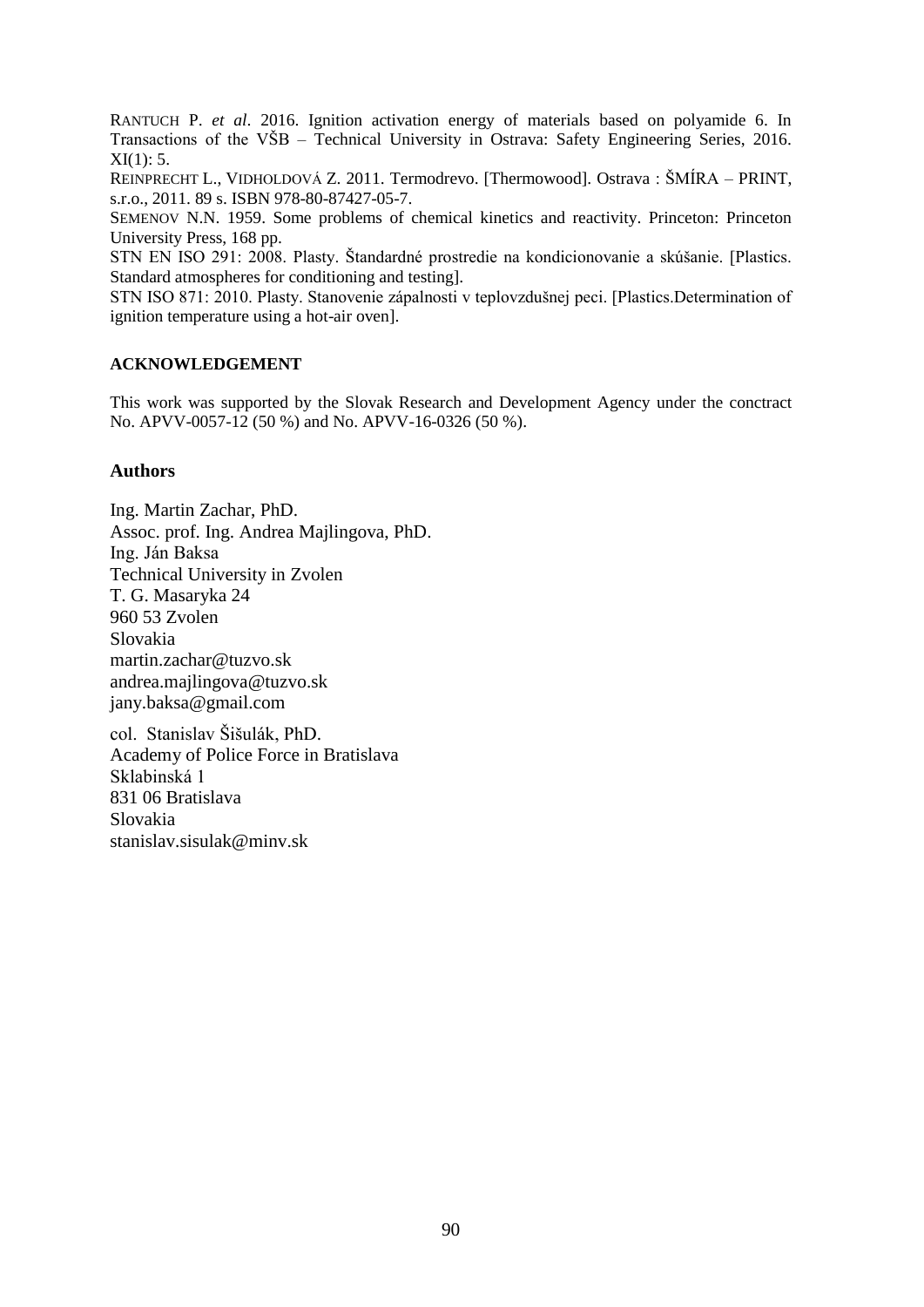RANTUCH P. *et al*. 2016. Ignition activation energy of materials based on polyamide 6. In Transactions of the VŠB – Technical University in Ostrava: Safety Engineering Series, 2016. XI(1): 5.

REINPRECHT L., VIDHOLDOVÁ Z. 2011. Termodrevo. [Thermowood]. Ostrava : ŠMÍRA – PRINT, s.r.o., 2011. 89 s. ISBN 978-80-87427-05-7.

SEMENOV N.N. 1959. Some problems of chemical kinetics and reactivity. Princeton: Princeton University Press, 168 pp.

STN EN ISO 291: 2008. Plasty. Štandardné prostredie na kondicionovanie a skúšanie. [Plastics. Standard atmospheres for conditioning and testing].

STN ISO 871: 2010. Plasty. Stanovenie zápalnosti v teplovzdušnej peci. [Plastics.Determination of ignition temperature using a hot-air oven].

**ACKNOWLEDGEMENT**

This work was supported by the Slovak Research and Development Agency under the conctract No. APVV-0057-12 (50 %) and No. APVV-16-0326 (50 %).

### Authors

Ing. Martin Zachar, PhD.
Assoc. prof. Ing. Andrea Majlingova, PhD.
Ing. Ján Baksa
Technical University in Zvolen
T. G. Masaryka 24
960 53 Zvolen
Slovakia
martin.zachar@tuzvo.sk
andrea.majlingova@tuzvo.sk
jany.baksa@gmail.com

col. Stanislav Šišulák, PhD.
Academy of Police Force in Bratislava
Sklabinská 1
831 06 Bratislava
Slovakia
stanislav.sisulak@minv.sk